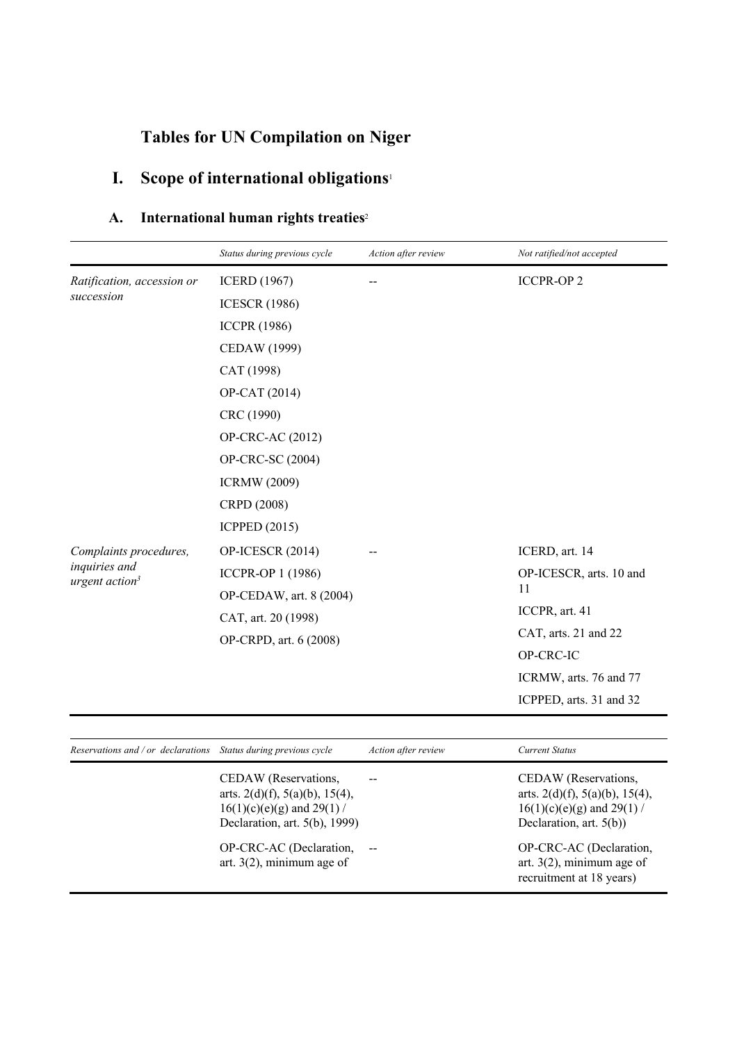# Tables for UN Compilation on Niger

## I. Scope of international obligations[1]

### A. International human rights treaties[2]

| | *Status during previous cycle* | *Action after review* | *Not ratified/not accepted* |
|---|---|---|---|
| *Ratification, accession or succession* | ICERD (1967)<br>ICESCR (1986)<br>ICCPR (1986)<br>CEDAW (1999)<br>CAT (1998)<br>OP-CAT (2014)<br>CRC (1990)<br>OP-CRC-AC (2012)<br>OP-CRC-SC (2004)<br>ICRMW (2009)<br>CRPD (2008)<br>ICPPED (2015) | -- | ICCPR-OP 2 |
| *Complaints procedures, inquiries and urgent action*[3] | OP-ICESCR (2014)<br>ICCPR-OP 1 (1986)<br>OP-CEDAW, art. 8 (2004)<br>CAT, art. 20 (1998)<br>OP-CRPD, art. 6 (2008) | -- | ICERD, art. 14<br>OP-ICESCR, arts. 10 and 11<br>ICCPR, art. 41<br>CAT, arts. 21 and 22<br>OP-CRC-IC<br>ICRMW, arts. 76 and 77<br>ICPPED, arts. 31 and 32 |

| *Reservations and / or declarations* | *Status during previous cycle* | *Action after review* | *Current Status* |
|---|---|---|---|
| | CEDAW (Reservations, arts. 2(d)(f), 5(a)(b), 15(4), 16(1)(c)(e)(g) and 29(1) / Declaration, art. 5(b), 1999) | -- | CEDAW (Reservations, arts. 2(d)(f), 5(a)(b), 15(4), 16(1)(c)(e)(g) and 29(1) / Declaration, art. 5(b)) |
| | OP-CRC-AC (Declaration, art. 3(2), minimum age of | -- | OP-CRC-AC (Declaration, art. 3(2), minimum age of recruitment at 18 years) |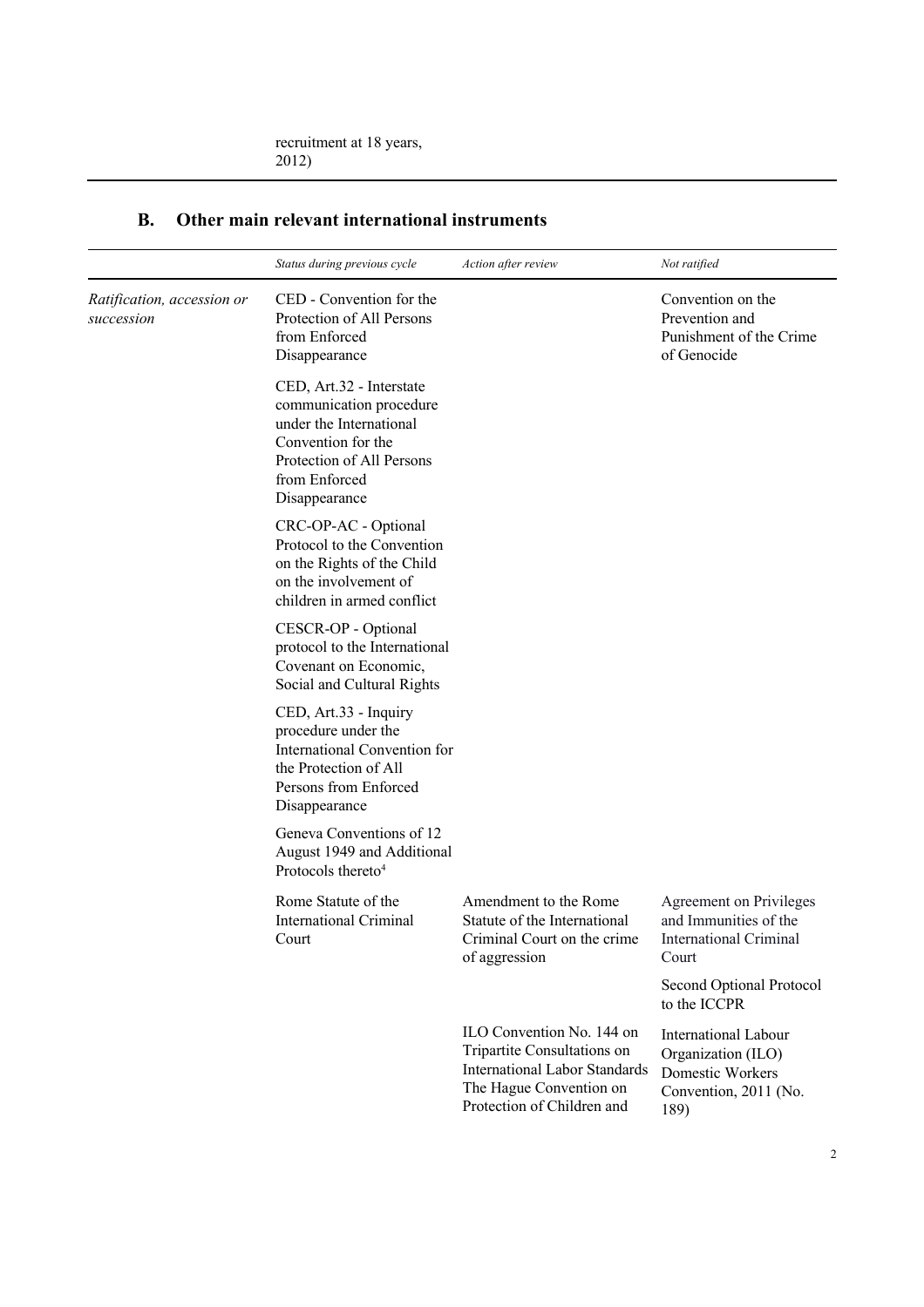recruitment at 18 years, 2012)

## B. Other main relevant international instruments

| | *Status during previous cycle* | *Action after review* | *Not ratified* |
|---|---|---|---|
| *Ratification, accession or succession* | CED - Convention for the Protection of All Persons from Enforced Disappearance | | Convention on the Prevention and Punishment of the Crime of Genocide |
| | CED, Art.32 - Interstate communication procedure under the International Convention for the Protection of All Persons from Enforced Disappearance | | |
| | CRC-OP-AC - Optional Protocol to the Convention on the Rights of the Child on the involvement of children in armed conflict | | |
| | CESCR-OP - Optional protocol to the International Covenant on Economic, Social and Cultural Rights | | |
| | CED, Art.33 - Inquiry procedure under the International Convention for the Protection of All Persons from Enforced Disappearance | | |
| | Geneva Conventions of 12 August 1949 and Additional Protocols thereto[4] | | |
| | Rome Statute of the International Criminal Court | Amendment to the Rome Statute of the International Criminal Court on the crime of aggression | Agreement on Privileges and Immunities of the International Criminal Court |
| | | | Second Optional Protocol to the ICCPR |
| | | ILO Convention No. 144 on Tripartite Consultations on International Labor Standards The Hague Convention on Protection of Children and | International Labour Organization (ILO) Domestic Workers Convention, 2011 (No. 189) |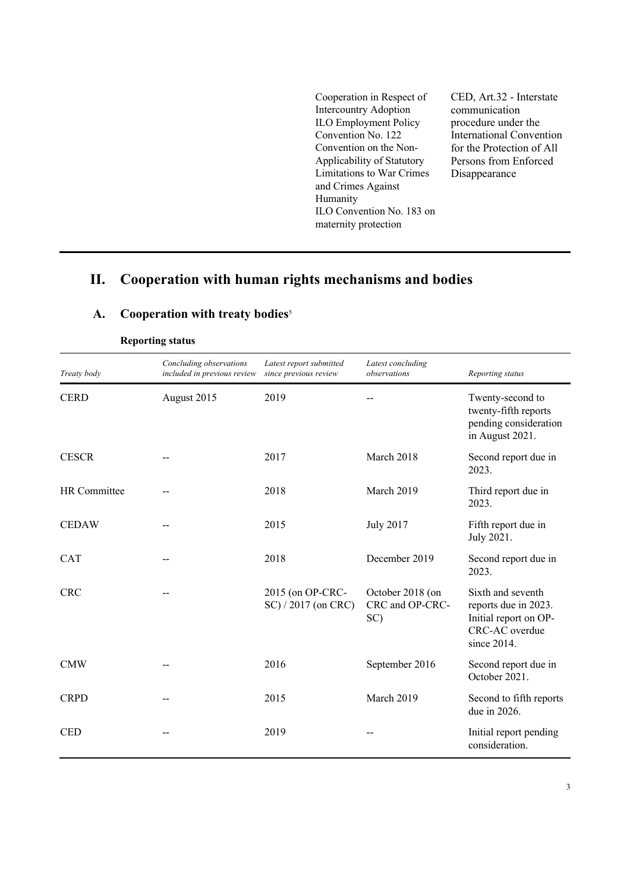| | | |
|---|---|---|
| | Cooperation in Respect of Intercountry Adoption<br>ILO Employment Policy Convention No. 122<br>Convention on the Non-Applicability of Statutory Limitations to War Crimes and Crimes Against Humanity<br>ILO Convention No. 183 on maternity protection | CED, Art.32 - Interstate communication procedure under the International Convention for the Protection of All Persons from Enforced Disappearance |

## II. Cooperation with human rights mechanisms and bodies

### A. Cooperation with treaty bodies[5]

**Reporting status**

| *Treaty body* | *Concluding observations included in previous review* | *Latest report submitted since previous review* | *Latest concluding observations* | *Reporting status* |
|---|---|---|---|---|
| CERD | August 2015 | 2019 | -- | Twenty-second to twenty-fifth reports pending consideration in August 2021. |
| CESCR | -- | 2017 | March 2018 | Second report due in 2023. |
| HR Committee | -- | 2018 | March 2019 | Third report due in 2023. |
| CEDAW | -- | 2015 | July 2017 | Fifth report due in July 2021. |
| CAT | -- | 2018 | December 2019 | Second report due in 2023. |
| CRC | -- | 2015 (on OP-CRC-SC) / 2017 (on CRC) | October 2018 (on CRC and OP-CRC-SC) | Sixth and seventh reports due in 2023. Initial report on OP-CRC-AC overdue since 2014. |
| CMW | -- | 2016 | September 2016 | Second report due in October 2021. |
| CRPD | -- | 2015 | March 2019 | Second to fifth reports due in 2026. |
| CED | -- | 2019 | -- | Initial report pending consideration. |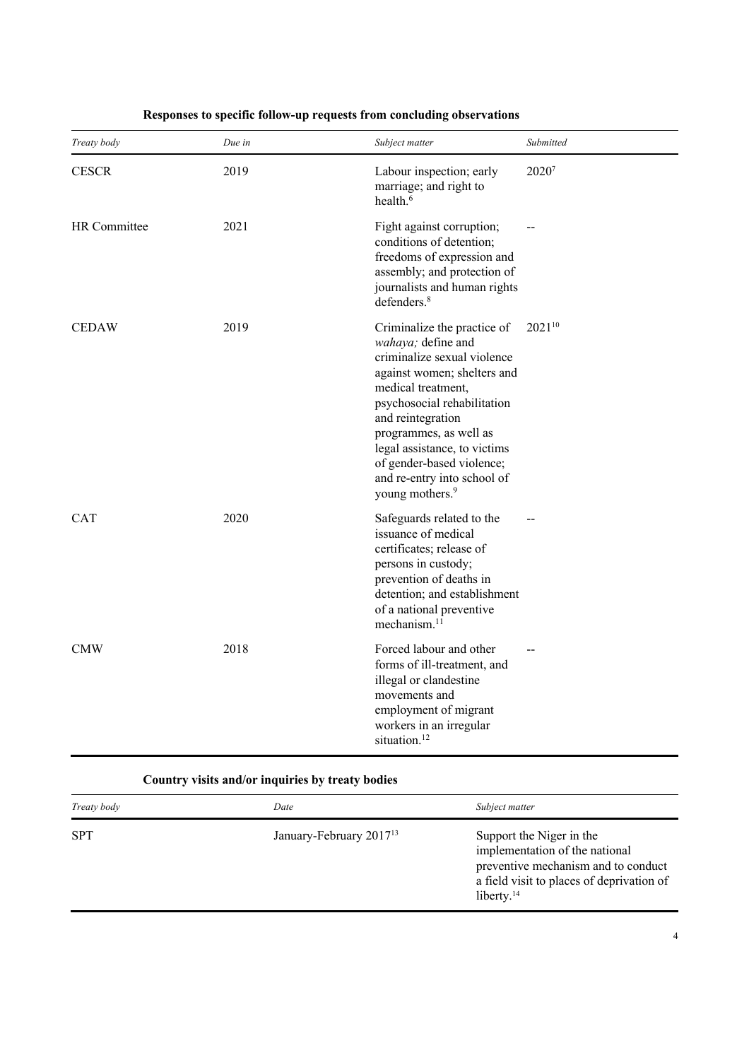**Responses to specific follow-up requests from concluding observations**

| *Treaty body* | *Due in* | *Subject matter* | *Submitted* |
| --- | --- | --- | --- |
| CESCR | 2019 | Labour inspection; early marriage; and right to health.[6] | 2020[7] |
| HR Committee | 2021 | Fight against corruption; conditions of detention; freedoms of expression and assembly; and protection of journalists and human rights defenders.[8] | -- |
| CEDAW | 2019 | Criminalize the practice of *wahaya;* define and criminalize sexual violence against women; shelters and medical treatment, psychosocial rehabilitation and reintegration programmes, as well as legal assistance, to victims of gender-based violence; and re-entry into school of young mothers.[9] | 2021[10] |
| CAT | 2020 | Safeguards related to the issuance of medical certificates; release of persons in custody; prevention of deaths in detention; and establishment of a national preventive mechanism.[11] | -- |
| CMW | 2018 | Forced labour and other forms of ill-treatment, and illegal or clandestine movements and employment of migrant workers in an irregular situation.[12] | -- |

**Country visits and/or inquiries by treaty bodies**

| *Treaty body* | *Date* | *Subject matter* |
| --- | --- | --- |
| SPT | January-February 2017[13] | Support the Niger in the implementation of the national preventive mechanism and to conduct a field visit to places of deprivation of liberty.[14] |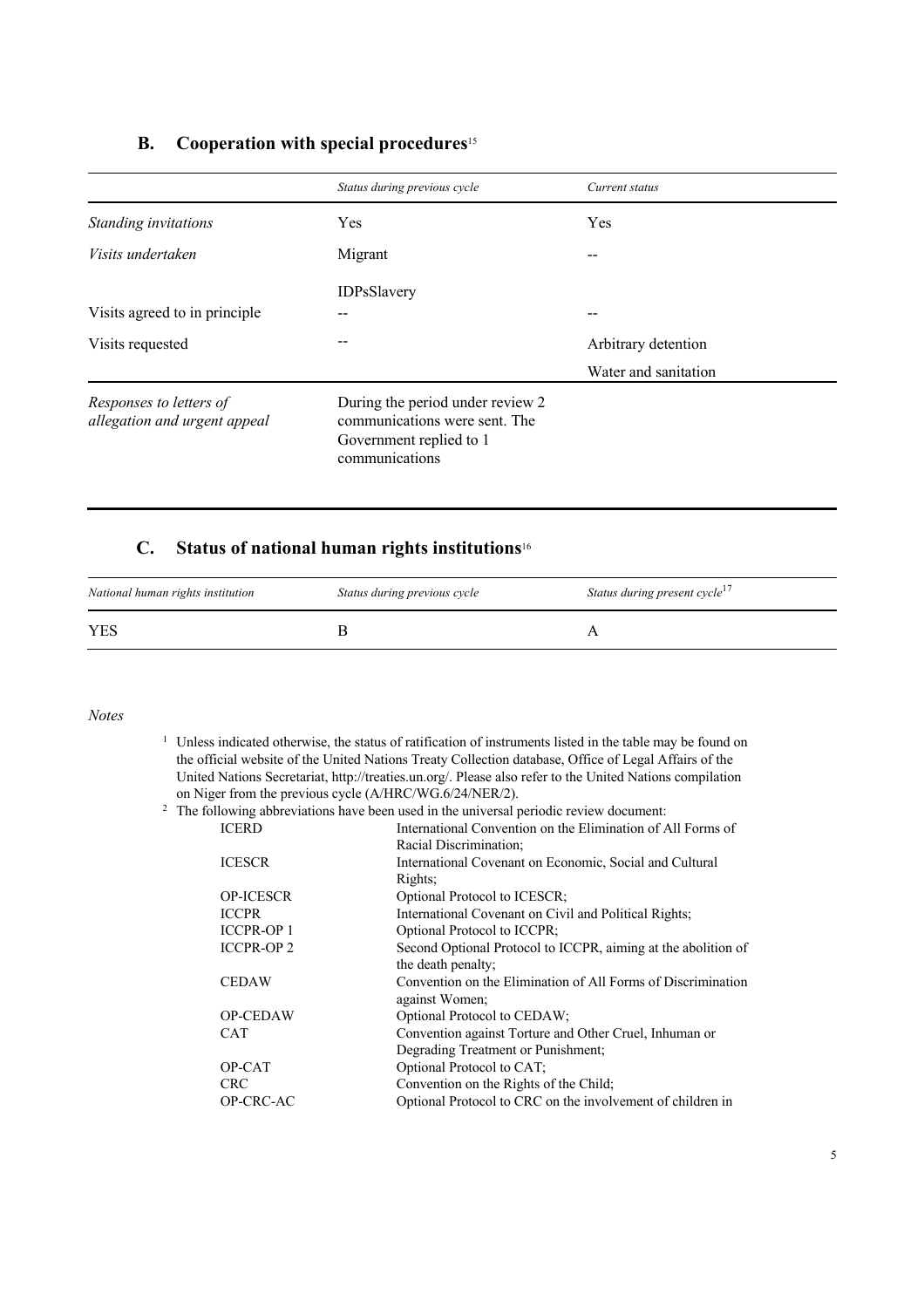## B. Cooperation with special procedures[15]

| | *Status during previous cycle* | *Current status* |
|---|---|---|
| *Standing invitations* | Yes | Yes |
| *Visits undertaken* | Migrant<br><br>IDPsSlavery | -- |
| Visits agreed to in principle | -- | -- |
| Visits requested | -- | Arbitrary detention<br>Water and sanitation |
| *Responses to letters of allegation and urgent appeal* | During the period under review 2 communications were sent. The Government replied to 1 communications | |

## C. Status of national human rights institutions[16]

| *National human rights institution* | *Status during previous cycle* | *Status during present cycle*[17] |
|---|---|---|
| YES | B | A |

*Notes*

[1] Unless indicated otherwise, the status of ratification of instruments listed in the table may be found on the official website of the United Nations Treaty Collection database, Office of Legal Affairs of the United Nations Secretariat, http://treaties.un.org/. Please also refer to the United Nations compilation on Niger from the previous cycle (A/HRC/WG.6/24/NER/2).

[2] The following abbreviations have been used in the universal periodic review document:

| | |
|---|---|
| ICERD | International Convention on the Elimination of All Forms of Racial Discrimination; |
| ICESCR | International Covenant on Economic, Social and Cultural Rights; |
| OP-ICESCR | Optional Protocol to ICESCR; |
| ICCPR | International Covenant on Civil and Political Rights; |
| ICCPR-OP 1 | Optional Protocol to ICCPR; |
| ICCPR-OP 2 | Second Optional Protocol to ICCPR, aiming at the abolition of the death penalty; |
| CEDAW | Convention on the Elimination of All Forms of Discrimination against Women; |
| OP-CEDAW | Optional Protocol to CEDAW; |
| CAT | Convention against Torture and Other Cruel, Inhuman or Degrading Treatment or Punishment; |
| OP-CAT | Optional Protocol to CAT; |
| CRC | Convention on the Rights of the Child; |
| OP-CRC-AC | Optional Protocol to CRC on the involvement of children in |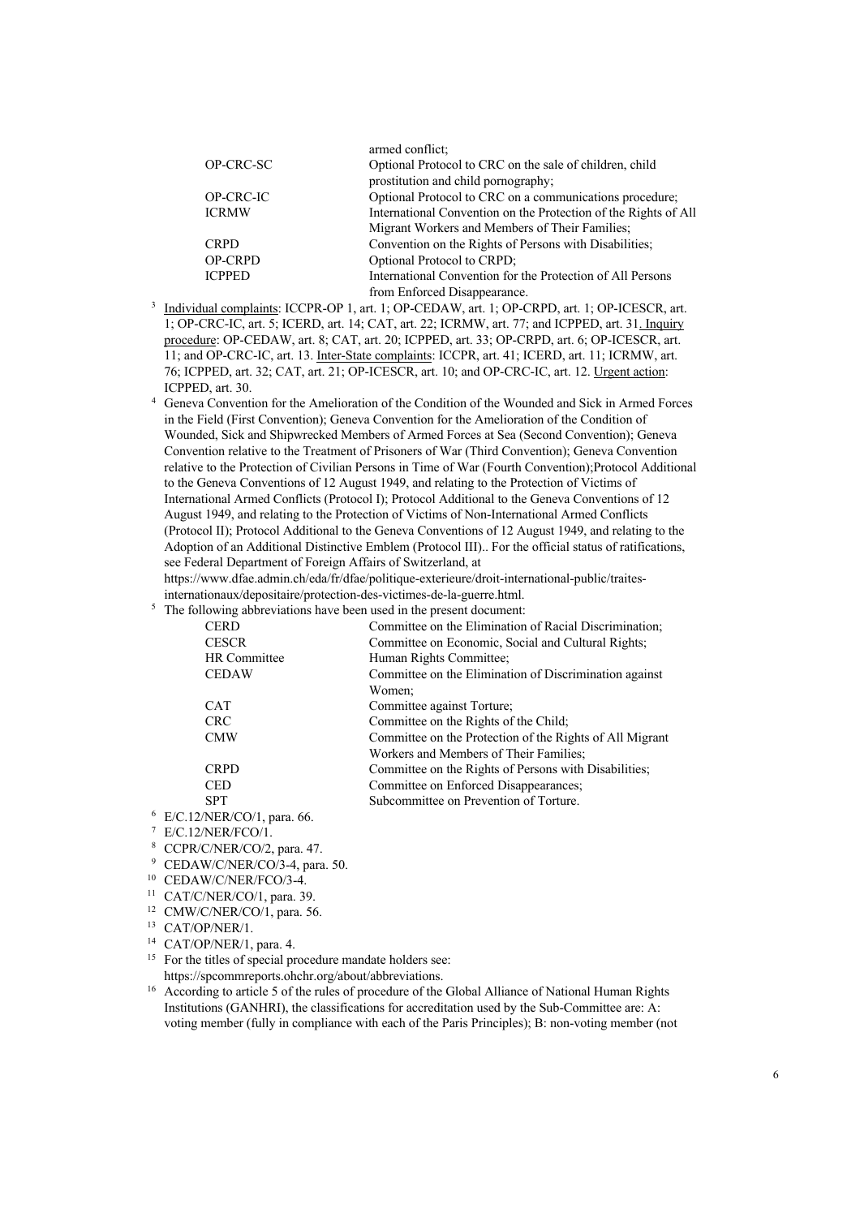| | |
|---|---|
| | armed conflict; |
| OP-CRC-SC | Optional Protocol to CRC on the sale of children, child prostitution and child pornography; |
| OP-CRC-IC | Optional Protocol to CRC on a communications procedure; |
| ICRMW | International Convention on the Protection of the Rights of All Migrant Workers and Members of Their Families; |
| CRPD | Convention on the Rights of Persons with Disabilities; |
| OP-CRPD | Optional Protocol to CRPD; |
| ICPPED | International Convention for the Protection of All Persons from Enforced Disappearance. |

[3] Individual complaints: ICCPR-OP 1, art. 1; OP-CEDAW, art. 1; OP-CRPD, art. 1; OP-ICESCR, art. 1; OP-CRC-IC, art. 5; ICERD, art. 14; CAT, art. 22; ICRMW, art. 77; and ICPPED, art. 31. Inquiry procedure: OP-CEDAW, art. 8; CAT, art. 20; ICPPED, art. 33; OP-CRPD, art. 6; OP-ICESCR, art. 11; and OP-CRC-IC, art. 13. Inter-State complaints: ICCPR, art. 41; ICERD, art. 11; ICRMW, art. 76; ICPPED, art. 32; CAT, art. 21; OP-ICESCR, art. 10; and OP-CRC-IC, art. 12. Urgent action: ICPPED, art. 30.

[4] Geneva Convention for the Amelioration of the Condition of the Wounded and Sick in Armed Forces in the Field (First Convention); Geneva Convention for the Amelioration of the Condition of Wounded, Sick and Shipwrecked Members of Armed Forces at Sea (Second Convention); Geneva Convention relative to the Treatment of Prisoners of War (Third Convention); Geneva Convention relative to the Protection of Civilian Persons in Time of War (Fourth Convention);Protocol Additional to the Geneva Conventions of 12 August 1949, and relating to the Protection of Victims of International Armed Conflicts (Protocol I); Protocol Additional to the Geneva Conventions of 12 August 1949, and relating to the Protection of Victims of Non-International Armed Conflicts (Protocol II); Protocol Additional to the Geneva Conventions of 12 August 1949, and relating to the Adoption of an Additional Distinctive Emblem (Protocol III).. For the official status of ratifications, see Federal Department of Foreign Affairs of Switzerland, at https://www.dfae.admin.ch/eda/fr/dfae/politique-exterieure/droit-international-public/traites-internationaux/depositaire/protection-des-victimes-de-la-guerre.html.

[5] The following abbreviations have been used in the present document:

| | |
|---|---|
| CERD | Committee on the Elimination of Racial Discrimination; |
| CESCR | Committee on Economic, Social and Cultural Rights; |
| HR Committee | Human Rights Committee; |
| CEDAW | Committee on the Elimination of Discrimination against Women; |
| CAT | Committee against Torture; |
| CRC | Committee on the Rights of the Child; |
| CMW | Committee on the Protection of the Rights of All Migrant Workers and Members of Their Families; |
| CRPD | Committee on the Rights of Persons with Disabilities; |
| CED | Committee on Enforced Disappearances; |
| SPT | Subcommittee on Prevention of Torture. |

[6] E/C.12/NER/CO/1, para. 66.

[7] E/C.12/NER/FCO/1.

[8] CCPR/C/NER/CO/2, para. 47.

[9] CEDAW/C/NER/CO/3-4, para. 50.

[10] CEDAW/C/NER/FCO/3-4.

[11] CAT/C/NER/CO/1, para. 39.

[12] CMW/C/NER/CO/1, para. 56.

[13] CAT/OP/NER/1.

[14] CAT/OP/NER/1, para. 4.

[15] For the titles of special procedure mandate holders see: https://spcommreports.ohchr.org/about/abbreviations.

[16] According to article 5 of the rules of procedure of the Global Alliance of National Human Rights Institutions (GANHRI), the classifications for accreditation used by the Sub-Committee are: A: voting member (fully in compliance with each of the Paris Principles); B: non-voting member (not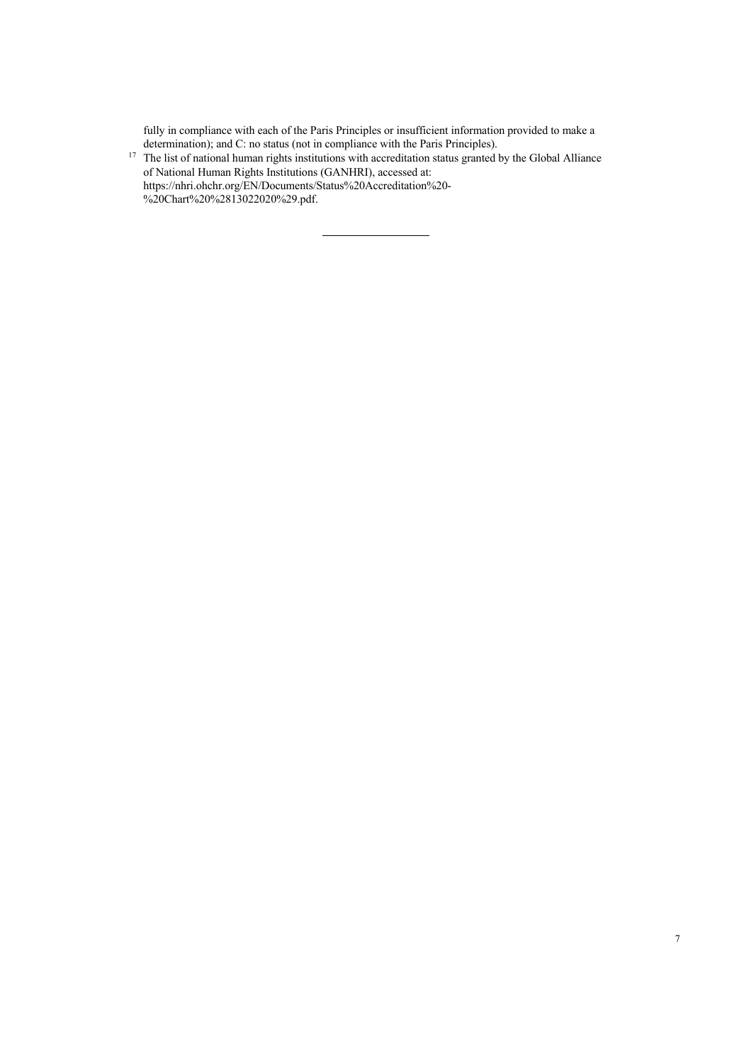fully in compliance with each of the Paris Principles or insufficient information provided to make a determination); and C: no status (not in compliance with the Paris Principles).

[17] The list of national human rights institutions with accreditation status granted by the Global Alliance of National Human Rights Institutions (GANHRI), accessed at: https://nhri.ohchr.org/EN/Documents/Status%20Accreditation%20-%20Chart%20%2813022020%29.pdf.